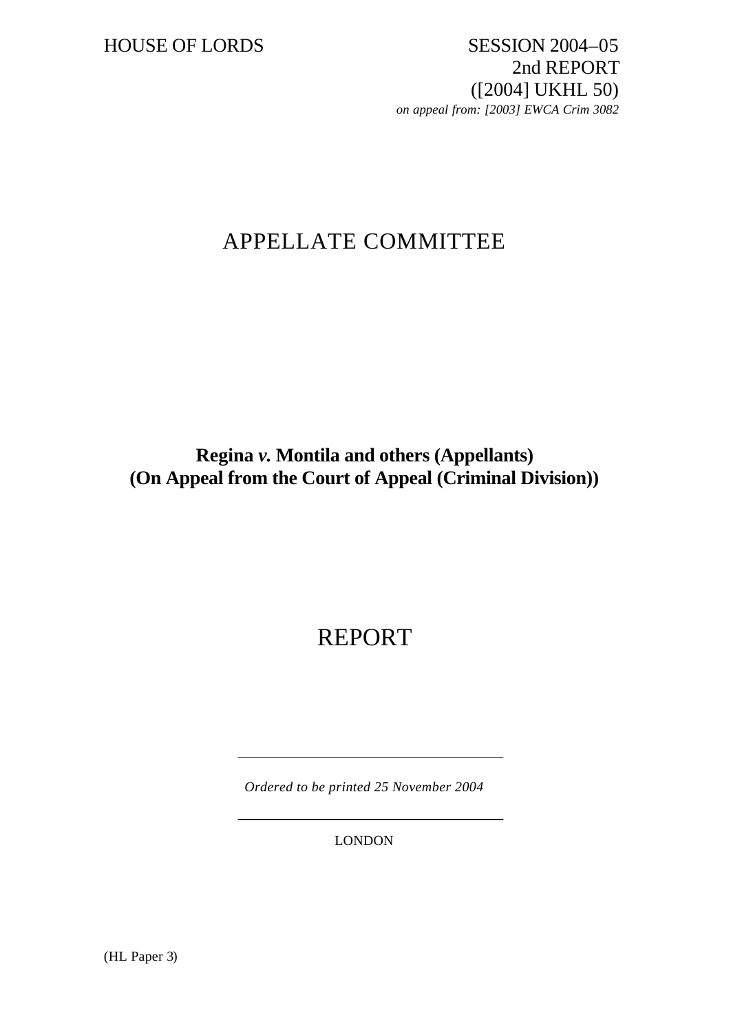HOUSE OF LORDS

SESSION 2004–05
2nd REPORT
([2004] UKHL 50)
*on appeal from: [2003] EWCA Crim 3082*

# APPELLATE COMMITTEE

**Regina *v.* Montila and others (Appellants)**
**(On Appeal from the Court of Appeal (Criminal Division))**

# REPORT

---

*Ordered to be printed 25 November 2004*

---

LONDON

(HL Paper 3)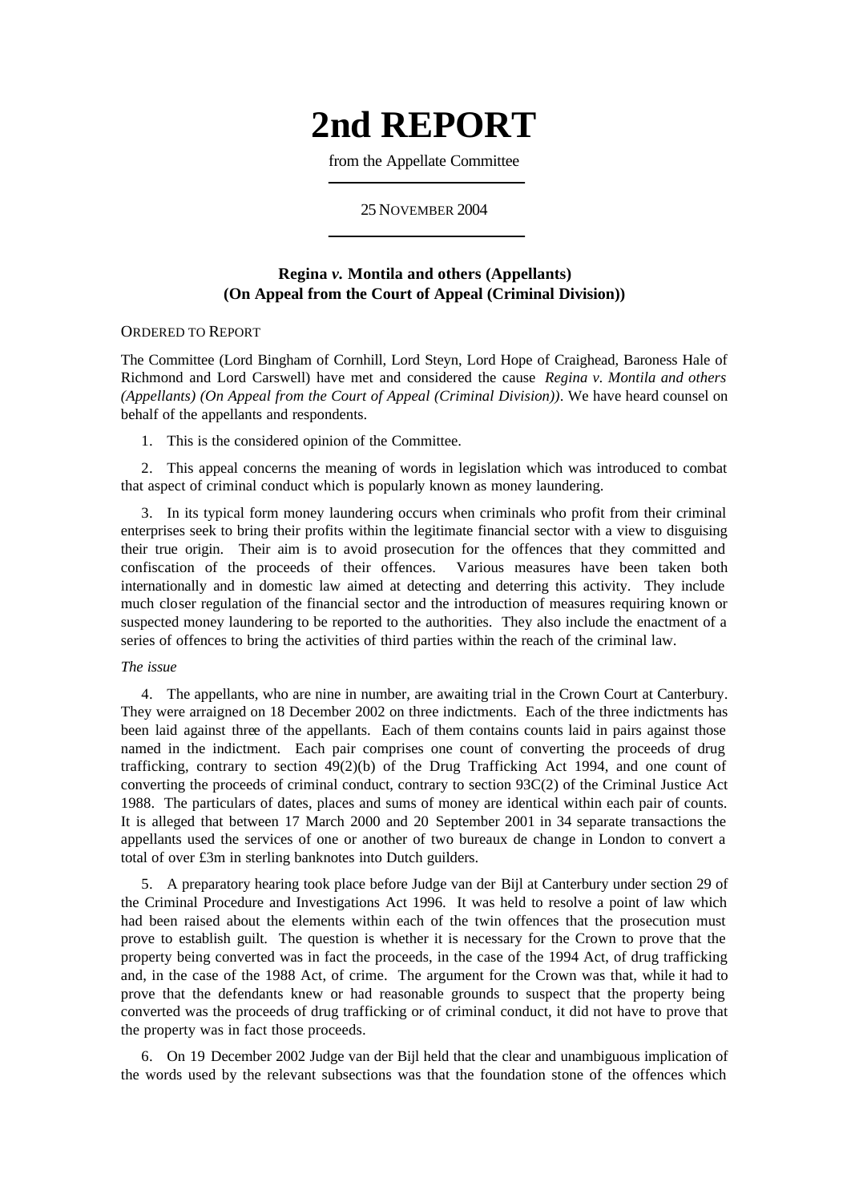# 2nd REPORT

from the Appellate Committee

25 NOVEMBER 2004

**Regina *v.* Montila and others (Appellants)**
**(On Appeal from the Court of Appeal (Criminal Division))**

ORDERED TO REPORT

The Committee (Lord Bingham of Cornhill, Lord Steyn, Lord Hope of Craighead, Baroness Hale of Richmond and Lord Carswell) have met and considered the cause *Regina v. Montila and others (Appellants) (On Appeal from the Court of Appeal (Criminal Division))*. We have heard counsel on behalf of the appellants and respondents.

1. This is the considered opinion of the Committee.

2. This appeal concerns the meaning of words in legislation which was introduced to combat that aspect of criminal conduct which is popularly known as money laundering.

3. In its typical form money laundering occurs when criminals who profit from their criminal enterprises seek to bring their profits within the legitimate financial sector with a view to disguising their true origin. Their aim is to avoid prosecution for the offences that they committed and confiscation of the proceeds of their offences. Various measures have been taken both internationally and in domestic law aimed at detecting and deterring this activity. They include much closer regulation of the financial sector and the introduction of measures requiring known or suspected money laundering to be reported to the authorities. They also include the enactment of a series of offences to bring the activities of third parties within the reach of the criminal law.

*The issue*

4. The appellants, who are nine in number, are awaiting trial in the Crown Court at Canterbury. They were arraigned on 18 December 2002 on three indictments. Each of the three indictments has been laid against three of the appellants. Each of them contains counts laid in pairs against those named in the indictment. Each pair comprises one count of converting the proceeds of drug trafficking, contrary to section 49(2)(b) of the Drug Trafficking Act 1994, and one count of converting the proceeds of criminal conduct, contrary to section 93C(2) of the Criminal Justice Act 1988. The particulars of dates, places and sums of money are identical within each pair of counts. It is alleged that between 17 March 2000 and 20 September 2001 in 34 separate transactions the appellants used the services of one or another of two bureaux de change in London to convert a total of over £3m in sterling banknotes into Dutch guilders.

5. A preparatory hearing took place before Judge van der Bijl at Canterbury under section 29 of the Criminal Procedure and Investigations Act 1996. It was held to resolve a point of law which had been raised about the elements within each of the twin offences that the prosecution must prove to establish guilt. The question is whether it is necessary for the Crown to prove that the property being converted was in fact the proceeds, in the case of the 1994 Act, of drug trafficking and, in the case of the 1988 Act, of crime. The argument for the Crown was that, while it had to prove that the defendants knew or had reasonable grounds to suspect that the property being converted was the proceeds of drug trafficking or of criminal conduct, it did not have to prove that the property was in fact those proceeds.

6. On 19 December 2002 Judge van der Bijl held that the clear and unambiguous implication of the words used by the relevant subsections was that the foundation stone of the offences which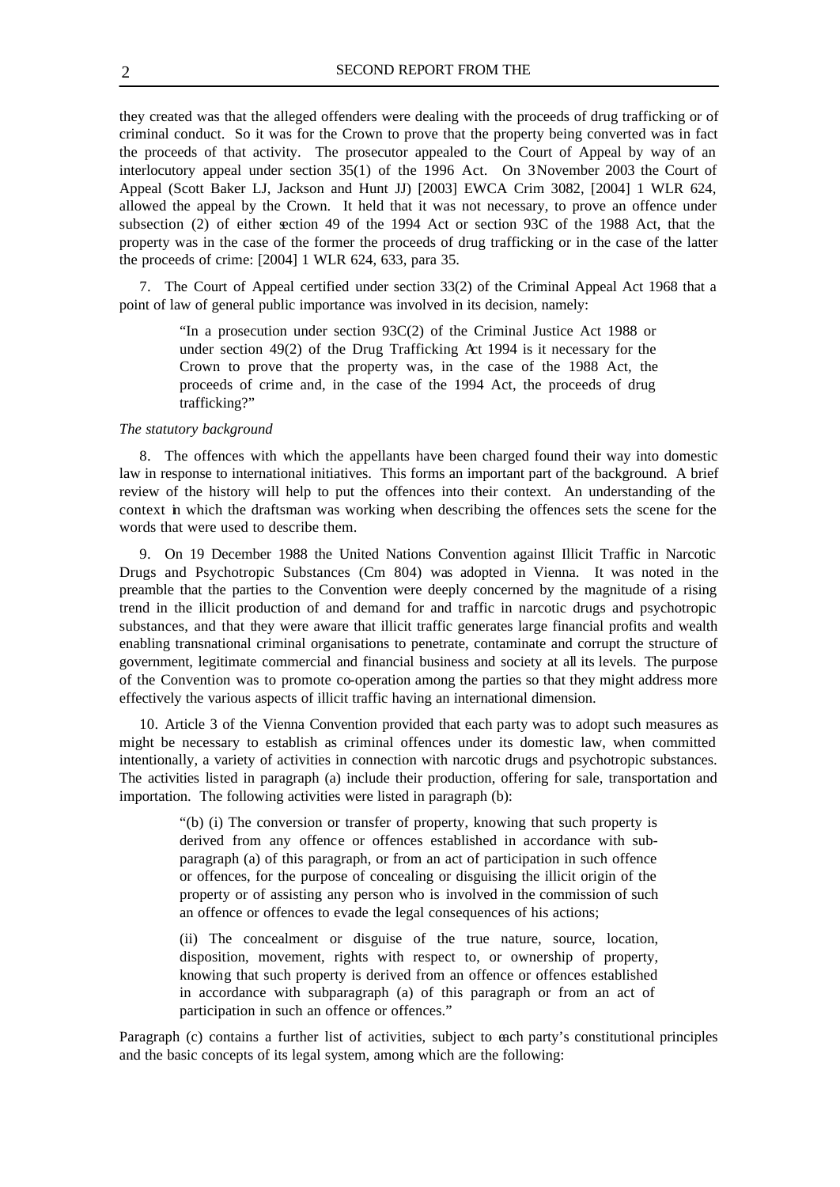they created was that the alleged offenders were dealing with the proceeds of drug trafficking or of criminal conduct. So it was for the Crown to prove that the property being converted was in fact the proceeds of that activity. The prosecutor appealed to the Court of Appeal by way of an interlocutory appeal under section 35(1) of the 1996 Act. On 3 November 2003 the Court of Appeal (Scott Baker LJ, Jackson and Hunt JJ) [2003] EWCA Crim 3082, [2004] 1 WLR 624, allowed the appeal by the Crown. It held that it was not necessary, to prove an offence under subsection (2) of either section 49 of the 1994 Act or section 93C of the 1988 Act, that the property was in the case of the former the proceeds of drug trafficking or in the case of the latter the proceeds of crime: [2004] 1 WLR 624, 633, para 35.

7. The Court of Appeal certified under section 33(2) of the Criminal Appeal Act 1968 that a point of law of general public importance was involved in its decision, namely:

> "In a prosecution under section 93C(2) of the Criminal Justice Act 1988 or under section 49(2) of the Drug Trafficking Act 1994 is it necessary for the Crown to prove that the property was, in the case of the 1988 Act, the proceeds of crime and, in the case of the 1994 Act, the proceeds of drug trafficking?"

*The statutory background*

8. The offences with which the appellants have been charged found their way into domestic law in response to international initiatives. This forms an important part of the background. A brief review of the history will help to put the offences into their context. An understanding of the context in which the draftsman was working when describing the offences sets the scene for the words that were used to describe them.

9. On 19 December 1988 the United Nations Convention against Illicit Traffic in Narcotic Drugs and Psychotropic Substances (Cm 804) was adopted in Vienna. It was noted in the preamble that the parties to the Convention were deeply concerned by the magnitude of a rising trend in the illicit production of and demand for and traffic in narcotic drugs and psychotropic substances, and that they were aware that illicit traffic generates large financial profits and wealth enabling transnational criminal organisations to penetrate, contaminate and corrupt the structure of government, legitimate commercial and financial business and society at all its levels. The purpose of the Convention was to promote co-operation among the parties so that they might address more effectively the various aspects of illicit traffic having an international dimension.

10. Article 3 of the Vienna Convention provided that each party was to adopt such measures as might be necessary to establish as criminal offences under its domestic law, when committed intentionally, a variety of activities in connection with narcotic drugs and psychotropic substances. The activities listed in paragraph (a) include their production, offering for sale, transportation and importation. The following activities were listed in paragraph (b):

> "(b) (i) The conversion or transfer of property, knowing that such property is derived from any offence or offences established in accordance with sub-paragraph (a) of this paragraph, or from an act of participation in such offence or offences, for the purpose of concealing or disguising the illicit origin of the property or of assisting any person who is involved in the commission of such an offence or offences to evade the legal consequences of his actions;
>
> (ii) The concealment or disguise of the true nature, source, location, disposition, movement, rights with respect to, or ownership of property, knowing that such property is derived from an offence or offences established in accordance with subparagraph (a) of this paragraph or from an act of participation in such an offence or offences."

Paragraph (c) contains a further list of activities, subject to each party's constitutional principles and the basic concepts of its legal system, among which are the following: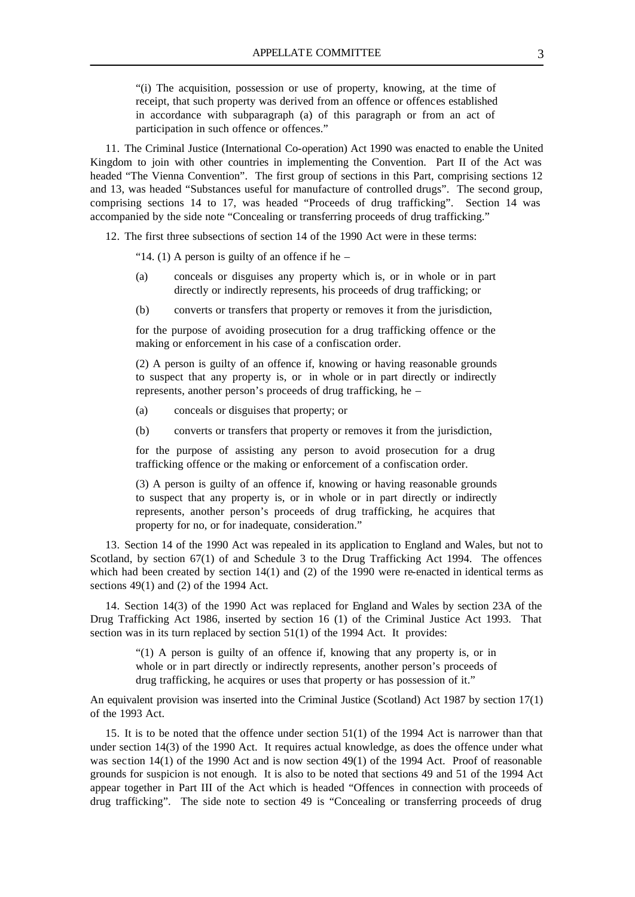"(i) The acquisition, possession or use of property, knowing, at the time of receipt, that such property was derived from an offence or offences established in accordance with subparagraph (a) of this paragraph or from an act of participation in such offence or offences."

11. The Criminal Justice (International Co-operation) Act 1990 was enacted to enable the United Kingdom to join with other countries in implementing the Convention. Part II of the Act was headed "The Vienna Convention". The first group of sections in this Part, comprising sections 12 and 13, was headed "Substances useful for manufacture of controlled drugs". The second group, comprising sections 14 to 17, was headed "Proceeds of drug trafficking". Section 14 was accompanied by the side note "Concealing or transferring proceeds of drug trafficking."

12. The first three subsections of section 14 of the 1990 Act were in these terms:

"14. (1) A person is guilty of an offence if he –

(a) conceals or disguises any property which is, or in whole or in part directly or indirectly represents, his proceeds of drug trafficking; or

(b) converts or transfers that property or removes it from the jurisdiction,

for the purpose of avoiding prosecution for a drug trafficking offence or the making or enforcement in his case of a confiscation order.

(2) A person is guilty of an offence if, knowing or having reasonable grounds to suspect that any property is, or in whole or in part directly or indirectly represents, another person's proceeds of drug trafficking, he –

(a) conceals or disguises that property; or

(b) converts or transfers that property or removes it from the jurisdiction,

for the purpose of assisting any person to avoid prosecution for a drug trafficking offence or the making or enforcement of a confiscation order.

(3) A person is guilty of an offence if, knowing or having reasonable grounds to suspect that any property is, or in whole or in part directly or indirectly represents, another person's proceeds of drug trafficking, he acquires that property for no, or for inadequate, consideration."

13. Section 14 of the 1990 Act was repealed in its application to England and Wales, but not to Scotland, by section 67(1) of and Schedule 3 to the Drug Trafficking Act 1994. The offences which had been created by section 14(1) and (2) of the 1990 were re-enacted in identical terms as sections 49(1) and (2) of the 1994 Act.

14. Section 14(3) of the 1990 Act was replaced for England and Wales by section 23A of the Drug Trafficking Act 1986, inserted by section 16 (1) of the Criminal Justice Act 1993. That section was in its turn replaced by section 51(1) of the 1994 Act. It provides:

"(1) A person is guilty of an offence if, knowing that any property is, or in whole or in part directly or indirectly represents, another person's proceeds of drug trafficking, he acquires or uses that property or has possession of it."

An equivalent provision was inserted into the Criminal Justice (Scotland) Act 1987 by section 17(1) of the 1993 Act.

15. It is to be noted that the offence under section 51(1) of the 1994 Act is narrower than that under section 14(3) of the 1990 Act. It requires actual knowledge, as does the offence under what was section 14(1) of the 1990 Act and is now section 49(1) of the 1994 Act. Proof of reasonable grounds for suspicion is not enough. It is also to be noted that sections 49 and 51 of the 1994 Act appear together in Part III of the Act which is headed "Offences in connection with proceeds of drug trafficking". The side note to section 49 is "Concealing or transferring proceeds of drug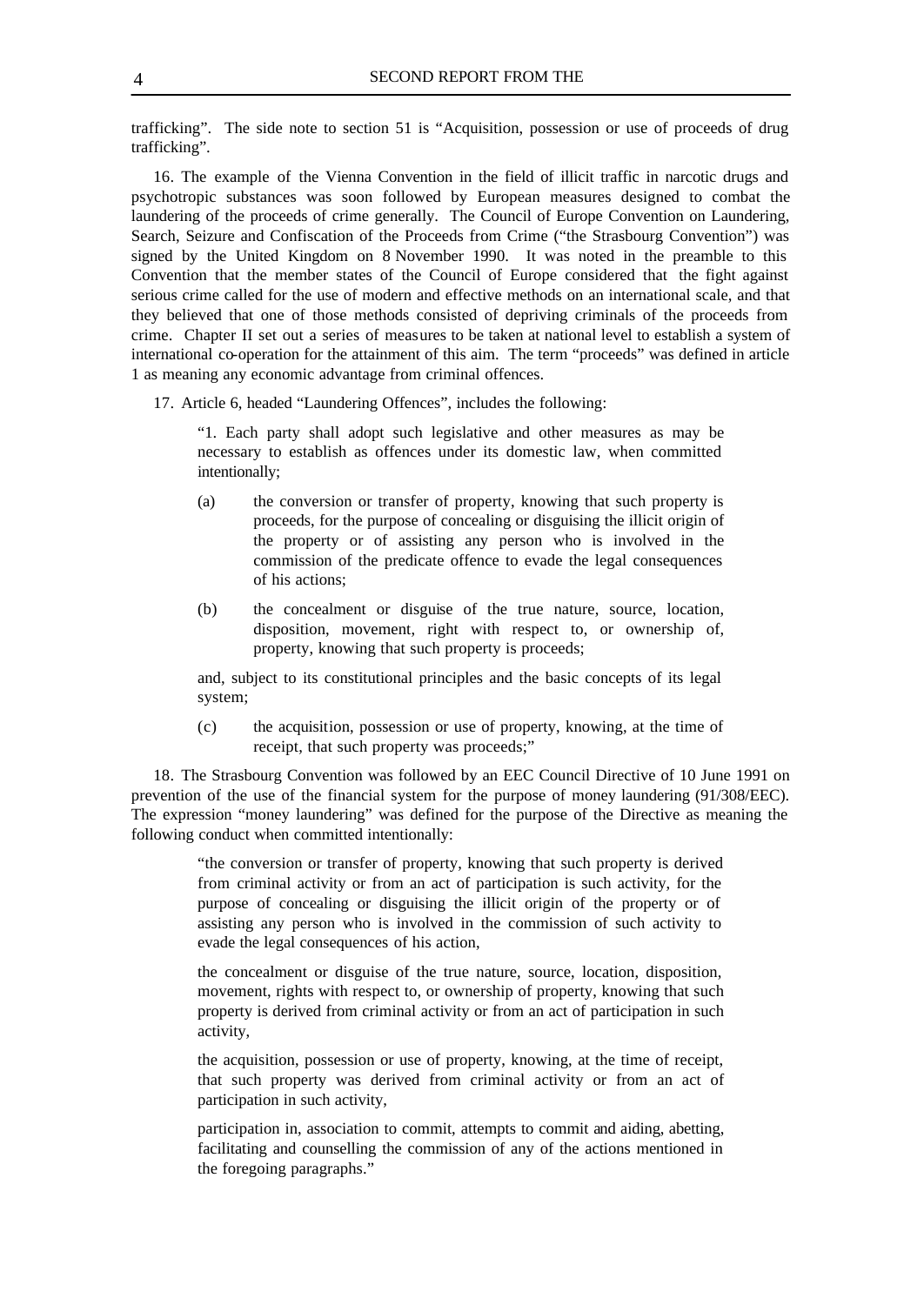trafficking". The side note to section 51 is "Acquisition, possession or use of proceeds of drug trafficking".

16. The example of the Vienna Convention in the field of illicit traffic in narcotic drugs and psychotropic substances was soon followed by European measures designed to combat the laundering of the proceeds of crime generally. The Council of Europe Convention on Laundering, Search, Seizure and Confiscation of the Proceeds from Crime ("the Strasbourg Convention") was signed by the United Kingdom on 8 November 1990. It was noted in the preamble to this Convention that the member states of the Council of Europe considered that the fight against serious crime called for the use of modern and effective methods on an international scale, and that they believed that one of those methods consisted of depriving criminals of the proceeds from crime. Chapter II set out a series of measures to be taken at national level to establish a system of international co-operation for the attainment of this aim. The term "proceeds" was defined in article 1 as meaning any economic advantage from criminal offences.

17. Article 6, headed "Laundering Offences", includes the following:

> "1. Each party shall adopt such legislative and other measures as may be necessary to establish as offences under its domestic law, when committed intentionally;
>
> (a) the conversion or transfer of property, knowing that such property is proceeds, for the purpose of concealing or disguising the illicit origin of the property or of assisting any person who is involved in the commission of the predicate offence to evade the legal consequences of his actions;
>
> (b) the concealment or disguise of the true nature, source, location, disposition, movement, right with respect to, or ownership of, property, knowing that such property is proceeds;
>
> and, subject to its constitutional principles and the basic concepts of its legal system;
>
> (c) the acquisition, possession or use of property, knowing, at the time of receipt, that such property was proceeds;"

18. The Strasbourg Convention was followed by an EEC Council Directive of 10 June 1991 on prevention of the use of the financial system for the purpose of money laundering (91/308/EEC). The expression "money laundering" was defined for the purpose of the Directive as meaning the following conduct when committed intentionally:

> "the conversion or transfer of property, knowing that such property is derived from criminal activity or from an act of participation is such activity, for the purpose of concealing or disguising the illicit origin of the property or of assisting any person who is involved in the commission of such activity to evade the legal consequences of his action,
>
> the concealment or disguise of the true nature, source, location, disposition, movement, rights with respect to, or ownership of property, knowing that such property is derived from criminal activity or from an act of participation in such activity,
>
> the acquisition, possession or use of property, knowing, at the time of receipt, that such property was derived from criminal activity or from an act of participation in such activity,
>
> participation in, association to commit, attempts to commit and aiding, abetting, facilitating and counselling the commission of any of the actions mentioned in the foregoing paragraphs."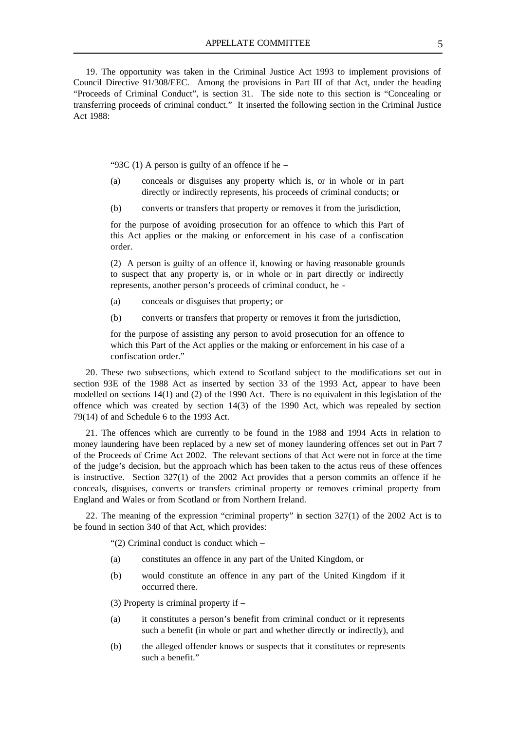19. The opportunity was taken in the Criminal Justice Act 1993 to implement provisions of Council Directive 91/308/EEC. Among the provisions in Part III of that Act, under the heading "Proceeds of Criminal Conduct", is section 31. The side note to this section is "Concealing or transferring proceeds of criminal conduct." It inserted the following section in the Criminal Justice Act 1988:

> "93C (1) A person is guilty of an offence if he –
>
> (a) conceals or disguises any property which is, or in whole or in part directly or indirectly represents, his proceeds of criminal conducts; or
>
> (b) converts or transfers that property or removes it from the jurisdiction,
>
> for the purpose of avoiding prosecution for an offence to which this Part of this Act applies or the making or enforcement in his case of a confiscation order.
>
> (2) A person is guilty of an offence if, knowing or having reasonable grounds to suspect that any property is, or in whole or in part directly or indirectly represents, another person's proceeds of criminal conduct, he -
>
> (a) conceals or disguises that property; or
>
> (b) converts or transfers that property or removes it from the jurisdiction,
>
> for the purpose of assisting any person to avoid prosecution for an offence to which this Part of the Act applies or the making or enforcement in his case of a confiscation order."

20. These two subsections, which extend to Scotland subject to the modifications set out in section 93E of the 1988 Act as inserted by section 33 of the 1993 Act, appear to have been modelled on sections 14(1) and (2) of the 1990 Act. There is no equivalent in this legislation of the offence which was created by section 14(3) of the 1990 Act, which was repealed by section 79(14) of and Schedule 6 to the 1993 Act.

21. The offences which are currently to be found in the 1988 and 1994 Acts in relation to money laundering have been replaced by a new set of money laundering offences set out in Part 7 of the Proceeds of Crime Act 2002. The relevant sections of that Act were not in force at the time of the judge's decision, but the approach which has been taken to the actus reus of these offences is instructive. Section 327(1) of the 2002 Act provides that a person commits an offence if he conceals, disguises, converts or transfers criminal property or removes criminal property from England and Wales or from Scotland or from Northern Ireland.

22. The meaning of the expression "criminal property" in section 327(1) of the 2002 Act is to be found in section 340 of that Act, which provides:

> "(2) Criminal conduct is conduct which –
>
> (a) constitutes an offence in any part of the United Kingdom, or
>
> (b) would constitute an offence in any part of the United Kingdom if it occurred there.
>
> (3) Property is criminal property if –
>
> (a) it constitutes a person's benefit from criminal conduct or it represents such a benefit (in whole or part and whether directly or indirectly), and
>
> (b) the alleged offender knows or suspects that it constitutes or represents such a benefit."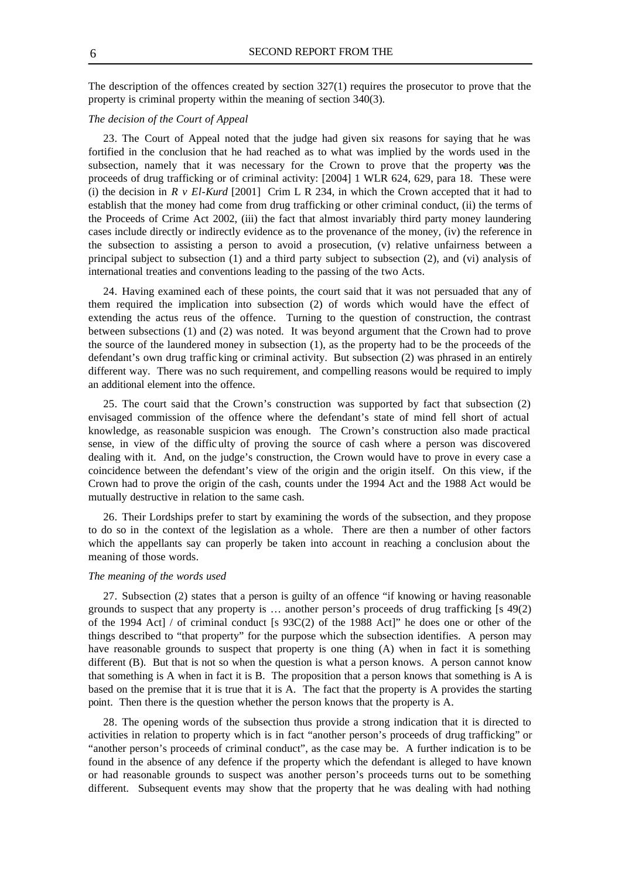The description of the offences created by section 327(1) requires the prosecutor to prove that the property is criminal property within the meaning of section 340(3).

*The decision of the Court of Appeal*

23. The Court of Appeal noted that the judge had given six reasons for saying that he was fortified in the conclusion that he had reached as to what was implied by the words used in the subsection, namely that it was necessary for the Crown to prove that the property was the proceeds of drug trafficking or of criminal activity: [2004] 1 WLR 624, 629, para 18. These were (i) the decision in *R v El-Kurd* [2001] Crim L R 234, in which the Crown accepted that it had to establish that the money had come from drug trafficking or other criminal conduct, (ii) the terms of the Proceeds of Crime Act 2002, (iii) the fact that almost invariably third party money laundering cases include directly or indirectly evidence as to the provenance of the money, (iv) the reference in the subsection to assisting a person to avoid a prosecution, (v) relative unfairness between a principal subject to subsection (1) and a third party subject to subsection (2), and (vi) analysis of international treaties and conventions leading to the passing of the two Acts.

24. Having examined each of these points, the court said that it was not persuaded that any of them required the implication into subsection (2) of words which would have the effect of extending the actus reus of the offence. Turning to the question of construction, the contrast between subsections (1) and (2) was noted. It was beyond argument that the Crown had to prove the source of the laundered money in subsection (1), as the property had to be the proceeds of the defendant's own drug trafficking or criminal activity. But subsection (2) was phrased in an entirely different way. There was no such requirement, and compelling reasons would be required to imply an additional element into the offence.

25. The court said that the Crown's construction was supported by fact that subsection (2) envisaged commission of the offence where the defendant's state of mind fell short of actual knowledge, as reasonable suspicion was enough. The Crown's construction also made practical sense, in view of the difficulty of proving the source of cash where a person was discovered dealing with it. And, on the judge's construction, the Crown would have to prove in every case a coincidence between the defendant's view of the origin and the origin itself. On this view, if the Crown had to prove the origin of the cash, counts under the 1994 Act and the 1988 Act would be mutually destructive in relation to the same cash.

26. Their Lordships prefer to start by examining the words of the subsection, and they propose to do so in the context of the legislation as a whole. There are then a number of other factors which the appellants say can properly be taken into account in reaching a conclusion about the meaning of those words.

*The meaning of the words used*

27. Subsection (2) states that a person is guilty of an offence "if knowing or having reasonable grounds to suspect that any property is … another person's proceeds of drug trafficking [s 49(2) of the 1994 Act] / of criminal conduct [s 93C(2) of the 1988 Act]" he does one or other of the things described to "that property" for the purpose which the subsection identifies. A person may have reasonable grounds to suspect that property is one thing (A) when in fact it is something different (B). But that is not so when the question is what a person knows. A person cannot know that something is A when in fact it is B. The proposition that a person knows that something is A is based on the premise that it is true that it is A. The fact that the property is A provides the starting point. Then there is the question whether the person knows that the property is A.

28. The opening words of the subsection thus provide a strong indication that it is directed to activities in relation to property which is in fact "another person's proceeds of drug trafficking" or "another person's proceeds of criminal conduct", as the case may be. A further indication is to be found in the absence of any defence if the property which the defendant is alleged to have known or had reasonable grounds to suspect was another person's proceeds turns out to be something different. Subsequent events may show that the property that he was dealing with had nothing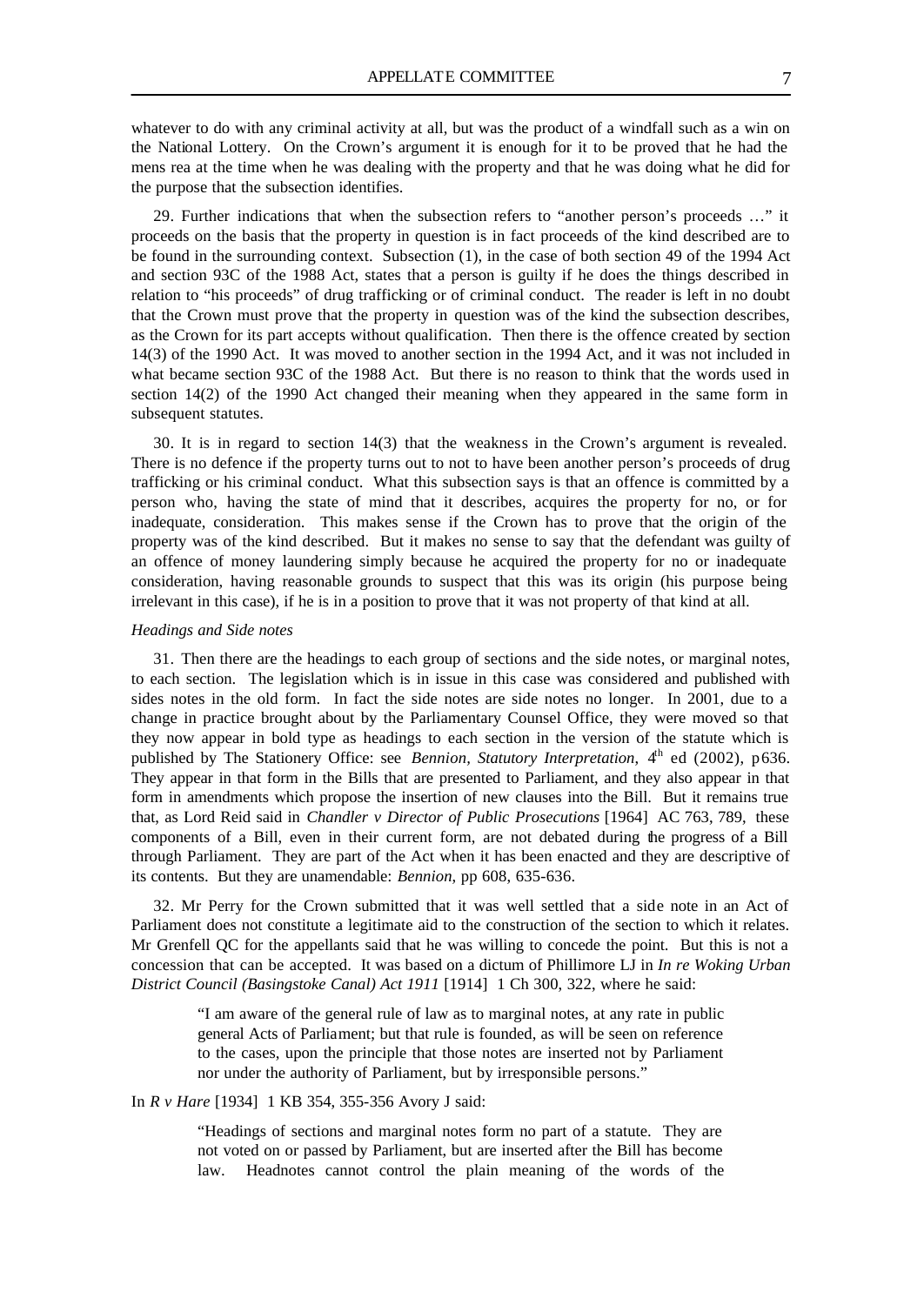whatever to do with any criminal activity at all, but was the product of a windfall such as a win on the National Lottery. On the Crown's argument it is enough for it to be proved that he had the mens rea at the time when he was dealing with the property and that he was doing what he did for the purpose that the subsection identifies.

29. Further indications that when the subsection refers to "another person's proceeds …" it proceeds on the basis that the property in question is in fact proceeds of the kind described are to be found in the surrounding context. Subsection (1), in the case of both section 49 of the 1994 Act and section 93C of the 1988 Act, states that a person is guilty if he does the things described in relation to "his proceeds" of drug trafficking or of criminal conduct. The reader is left in no doubt that the Crown must prove that the property in question was of the kind the subsection describes, as the Crown for its part accepts without qualification. Then there is the offence created by section 14(3) of the 1990 Act. It was moved to another section in the 1994 Act, and it was not included in what became section 93C of the 1988 Act. But there is no reason to think that the words used in section 14(2) of the 1990 Act changed their meaning when they appeared in the same form in subsequent statutes.

30. It is in regard to section 14(3) that the weakness in the Crown's argument is revealed. There is no defence if the property turns out to not to have been another person's proceeds of drug trafficking or his criminal conduct. What this subsection says is that an offence is committed by a person who, having the state of mind that it describes, acquires the property for no, or for inadequate, consideration. This makes sense if the Crown has to prove that the origin of the property was of the kind described. But it makes no sense to say that the defendant was guilty of an offence of money laundering simply because he acquired the property for no or inadequate consideration, having reasonable grounds to suspect that this was its origin (his purpose being irrelevant in this case), if he is in a position to prove that it was not property of that kind at all.

*Headings and Side notes*

31. Then there are the headings to each group of sections and the side notes, or marginal notes, to each section. The legislation which is in issue in this case was considered and published with sides notes in the old form. In fact the side notes are side notes no longer. In 2001, due to a change in practice brought about by the Parliamentary Counsel Office, they were moved so that they now appear in bold type as headings to each section in the version of the statute which is published by The Stationery Office: see *Bennion, Statutory Interpretation*, 4th ed (2002), p636. They appear in that form in the Bills that are presented to Parliament, and they also appear in that form in amendments which propose the insertion of new clauses into the Bill. But it remains true that, as Lord Reid said in *Chandler v Director of Public Prosecutions* [1964] AC 763, 789, these components of a Bill, even in their current form, are not debated during the progress of a Bill through Parliament. They are part of the Act when it has been enacted and they are descriptive of its contents. But they are unamendable: *Bennion*, pp 608, 635-636.

32. Mr Perry for the Crown submitted that it was well settled that a side note in an Act of Parliament does not constitute a legitimate aid to the construction of the section to which it relates. Mr Grenfell QC for the appellants said that he was willing to concede the point. But this is not a concession that can be accepted. It was based on a dictum of Phillimore LJ in *In re Woking Urban District Council (Basingstoke Canal) Act 1911* [1914] 1 Ch 300, 322, where he said:

> "I am aware of the general rule of law as to marginal notes, at any rate in public general Acts of Parliament; but that rule is founded, as will be seen on reference to the cases, upon the principle that those notes are inserted not by Parliament nor under the authority of Parliament, but by irresponsible persons."

In *R v Hare* [1934] 1 KB 354, 355-356 Avory J said:

> "Headings of sections and marginal notes form no part of a statute. They are not voted on or passed by Parliament, but are inserted after the Bill has become law. Headnotes cannot control the plain meaning of the words of the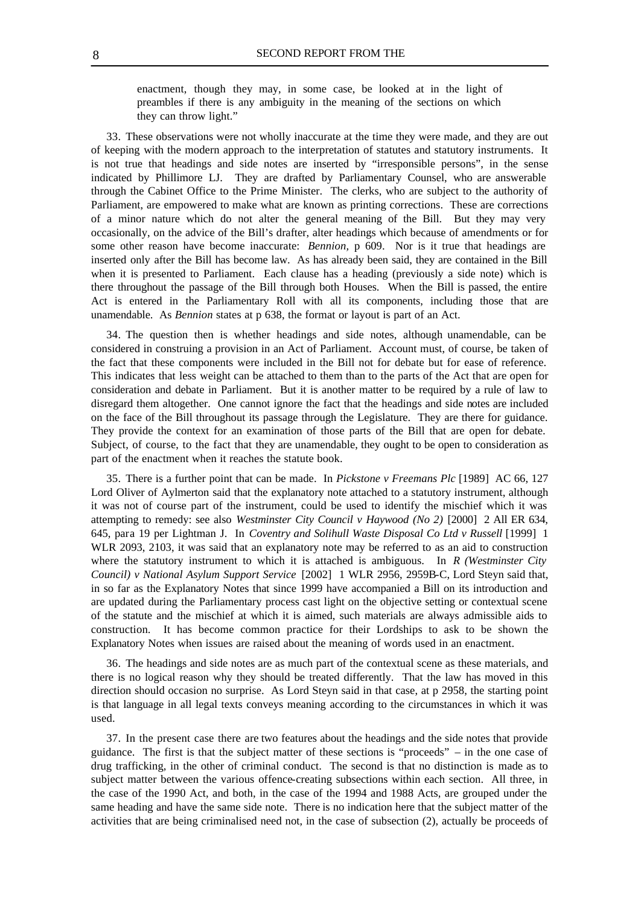enactment, though they may, in some case, be looked at in the light of preambles if there is any ambiguity in the meaning of the sections on which they can throw light."

33. These observations were not wholly inaccurate at the time they were made, and they are out of keeping with the modern approach to the interpretation of statutes and statutory instruments. It is not true that headings and side notes are inserted by "irresponsible persons", in the sense indicated by Phillimore LJ. They are drafted by Parliamentary Counsel, who are answerable through the Cabinet Office to the Prime Minister. The clerks, who are subject to the authority of Parliament, are empowered to make what are known as printing corrections. These are corrections of a minor nature which do not alter the general meaning of the Bill. But they may very occasionally, on the advice of the Bill's drafter, alter headings which because of amendments or for some other reason have become inaccurate: *Bennion,* p 609. Nor is it true that headings are inserted only after the Bill has become law. As has already been said, they are contained in the Bill when it is presented to Parliament. Each clause has a heading (previously a side note) which is there throughout the passage of the Bill through both Houses. When the Bill is passed, the entire Act is entered in the Parliamentary Roll with all its components, including those that are unamendable. As *Bennion* states at p 638, the format or layout is part of an Act.

34. The question then is whether headings and side notes, although unamendable, can be considered in construing a provision in an Act of Parliament. Account must, of course, be taken of the fact that these components were included in the Bill not for debate but for ease of reference. This indicates that less weight can be attached to them than to the parts of the Act that are open for consideration and debate in Parliament. But it is another matter to be required by a rule of law to disregard them altogether. One cannot ignore the fact that the headings and side notes are included on the face of the Bill throughout its passage through the Legislature. They are there for guidance. They provide the context for an examination of those parts of the Bill that are open for debate. Subject, of course, to the fact that they are unamendable, they ought to be open to consideration as part of the enactment when it reaches the statute book.

35. There is a further point that can be made. In *Pickstone v Freemans Plc* [1989] AC 66, 127 Lord Oliver of Aylmerton said that the explanatory note attached to a statutory instrument, although it was not of course part of the instrument, could be used to identify the mischief which it was attempting to remedy: see also *Westminster City Council v Haywood (No 2)* [2000] 2 All ER 634, 645, para 19 per Lightman J. In *Coventry and Solihull Waste Disposal Co Ltd v Russell* [1999] 1 WLR 2093, 2103, it was said that an explanatory note may be referred to as an aid to construction where the statutory instrument to which it is attached is ambiguous. In *R (Westminster City Council) v National Asylum Support Service* [2002] 1 WLR 2956, 2959B-C, Lord Steyn said that, in so far as the Explanatory Notes that since 1999 have accompanied a Bill on its introduction and are updated during the Parliamentary process cast light on the objective setting or contextual scene of the statute and the mischief at which it is aimed, such materials are always admissible aids to construction. It has become common practice for their Lordships to ask to be shown the Explanatory Notes when issues are raised about the meaning of words used in an enactment.

36. The headings and side notes are as much part of the contextual scene as these materials, and there is no logical reason why they should be treated differently. That the law has moved in this direction should occasion no surprise. As Lord Steyn said in that case, at p 2958, the starting point is that language in all legal texts conveys meaning according to the circumstances in which it was used.

37. In the present case there are two features about the headings and the side notes that provide guidance. The first is that the subject matter of these sections is "proceeds" – in the one case of drug trafficking, in the other of criminal conduct. The second is that no distinction is made as to subject matter between the various offence-creating subsections within each section. All three, in the case of the 1990 Act, and both, in the case of the 1994 and 1988 Acts, are grouped under the same heading and have the same side note. There is no indication here that the subject matter of the activities that are being criminalised need not, in the case of subsection (2), actually be proceeds of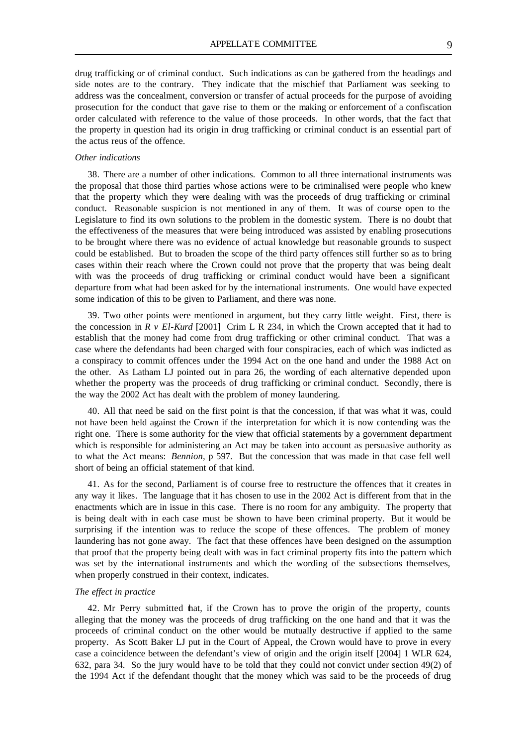drug trafficking or of criminal conduct. Such indications as can be gathered from the headings and side notes are to the contrary. They indicate that the mischief that Parliament was seeking to address was the concealment, conversion or transfer of actual proceeds for the purpose of avoiding prosecution for the conduct that gave rise to them or the making or enforcement of a confiscation order calculated with reference to the value of those proceeds. In other words, that the fact that the property in question had its origin in drug trafficking or criminal conduct is an essential part of the actus reus of the offence.

*Other indications*

38. There are a number of other indications. Common to all three international instruments was the proposal that those third parties whose actions were to be criminalised were people who knew that the property which they were dealing with was the proceeds of drug trafficking or criminal conduct. Reasonable suspicion is not mentioned in any of them. It was of course open to the Legislature to find its own solutions to the problem in the domestic system. There is no doubt that the effectiveness of the measures that were being introduced was assisted by enabling prosecutions to be brought where there was no evidence of actual knowledge but reasonable grounds to suspect could be established. But to broaden the scope of the third party offences still further so as to bring cases within their reach where the Crown could not prove that the property that was being dealt with was the proceeds of drug trafficking or criminal conduct would have been a significant departure from what had been asked for by the international instruments. One would have expected some indication of this to be given to Parliament, and there was none.

39. Two other points were mentioned in argument, but they carry little weight. First, there is the concession in *R v El-Kurd* [2001] Crim L R 234, in which the Crown accepted that it had to establish that the money had come from drug trafficking or other criminal conduct. That was a case where the defendants had been charged with four conspiracies, each of which was indicted as a conspiracy to commit offences under the 1994 Act on the one hand and under the 1988 Act on the other. As Latham LJ pointed out in para 26, the wording of each alternative depended upon whether the property was the proceeds of drug trafficking or criminal conduct. Secondly, there is the way the 2002 Act has dealt with the problem of money laundering.

40. All that need be said on the first point is that the concession, if that was what it was, could not have been held against the Crown if the interpretation for which it is now contending was the right one. There is some authority for the view that official statements by a government department which is responsible for administering an Act may be taken into account as persuasive authority as to what the Act means: *Bennion*, p 597. But the concession that was made in that case fell well short of being an official statement of that kind.

41. As for the second, Parliament is of course free to restructure the offences that it creates in any way it likes. The language that it has chosen to use in the 2002 Act is different from that in the enactments which are in issue in this case. There is no room for any ambiguity. The property that is being dealt with in each case must be shown to have been criminal property. But it would be surprising if the intention was to reduce the scope of these offences. The problem of money laundering has not gone away. The fact that these offences have been designed on the assumption that proof that the property being dealt with was in fact criminal property fits into the pattern which was set by the international instruments and which the wording of the subsections themselves, when properly construed in their context, indicates.

*The effect in practice*

42. Mr Perry submitted that, if the Crown has to prove the origin of the property, counts alleging that the money was the proceeds of drug trafficking on the one hand and that it was the proceeds of criminal conduct on the other would be mutually destructive if applied to the same property. As Scott Baker LJ put in the Court of Appeal, the Crown would have to prove in every case a coincidence between the defendant's view of origin and the origin itself [2004] 1 WLR 624, 632, para 34. So the jury would have to be told that they could not convict under section 49(2) of the 1994 Act if the defendant thought that the money which was said to be the proceeds of drug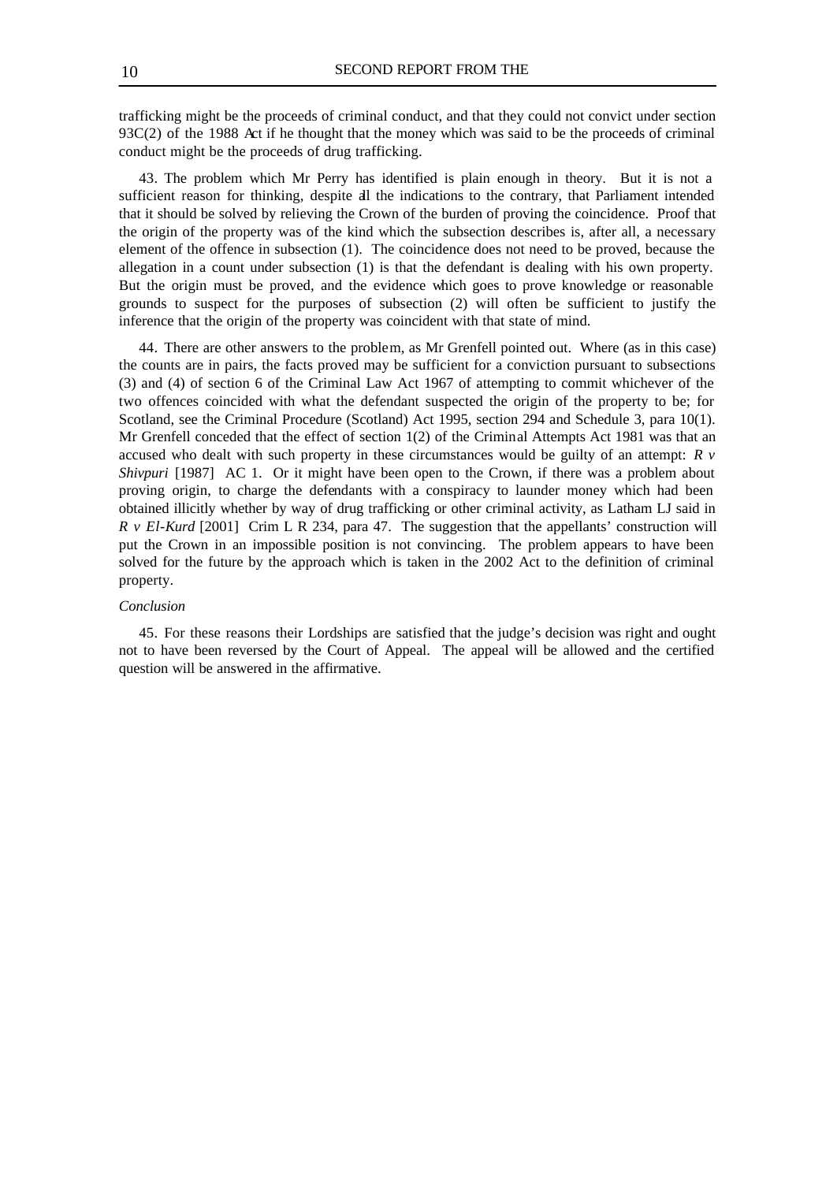trafficking might be the proceeds of criminal conduct, and that they could not convict under section 93C(2) of the 1988 Act if he thought that the money which was said to be the proceeds of criminal conduct might be the proceeds of drug trafficking.

43. The problem which Mr Perry has identified is plain enough in theory. But it is not a sufficient reason for thinking, despite all the indications to the contrary, that Parliament intended that it should be solved by relieving the Crown of the burden of proving the coincidence. Proof that the origin of the property was of the kind which the subsection describes is, after all, a necessary element of the offence in subsection (1). The coincidence does not need to be proved, because the allegation in a count under subsection (1) is that the defendant is dealing with his own property. But the origin must be proved, and the evidence which goes to prove knowledge or reasonable grounds to suspect for the purposes of subsection (2) will often be sufficient to justify the inference that the origin of the property was coincident with that state of mind.

44. There are other answers to the problem, as Mr Grenfell pointed out. Where (as in this case) the counts are in pairs, the facts proved may be sufficient for a conviction pursuant to subsections (3) and (4) of section 6 of the Criminal Law Act 1967 of attempting to commit whichever of the two offences coincided with what the defendant suspected the origin of the property to be; for Scotland, see the Criminal Procedure (Scotland) Act 1995, section 294 and Schedule 3, para 10(1). Mr Grenfell conceded that the effect of section 1(2) of the Criminal Attempts Act 1981 was that an accused who dealt with such property in these circumstances would be guilty of an attempt: *R v Shivpuri* [1987] AC 1. Or it might have been open to the Crown, if there was a problem about proving origin, to charge the defendants with a conspiracy to launder money which had been obtained illicitly whether by way of drug trafficking or other criminal activity, as Latham LJ said in *R v El-Kurd* [2001] Crim L R 234, para 47. The suggestion that the appellants' construction will put the Crown in an impossible position is not convincing. The problem appears to have been solved for the future by the approach which is taken in the 2002 Act to the definition of criminal property.

*Conclusion*

45. For these reasons their Lordships are satisfied that the judge's decision was right and ought not to have been reversed by the Court of Appeal. The appeal will be allowed and the certified question will be answered in the affirmative.